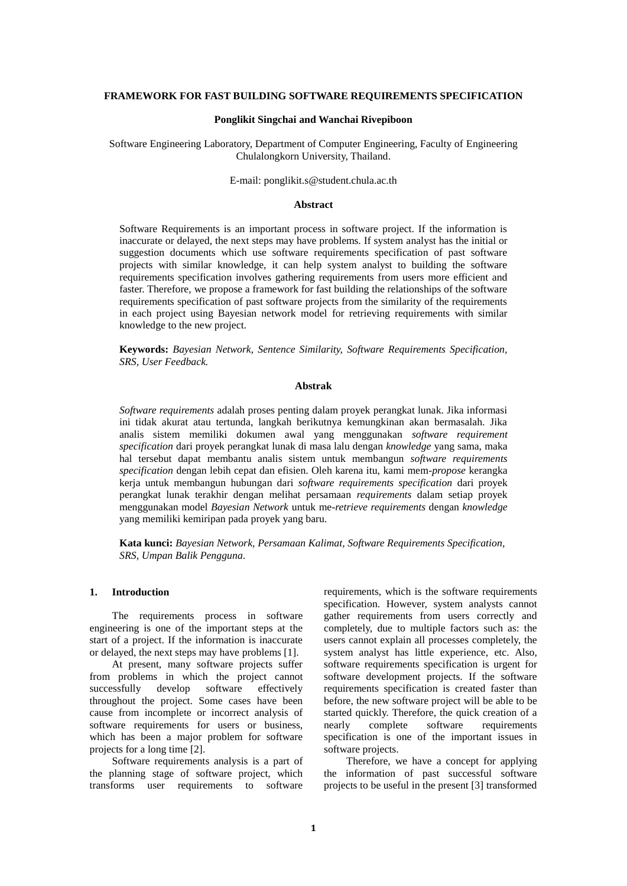# FRAMEWORK FOR FAST BUILDING SOFTWARE REQUIREMENTS SPECIFICATION

**Ponglikit Singchai and Wanchai Rivepiboon**

Software Engineering Laboratory, Department of Computer Engineering, Faculty of Engineering Chulalongkorn University, Thailand.

E-mail: ponglikit.s@student.chula.ac.th

## Abstract

Software Requirements is an important process in software project. If the information is inaccurate or delayed, the next steps may have problems. If system analyst has the initial or suggestion documents which use software requirements specification of past software projects with similar knowledge, it can help system analyst to building the software requirements specification involves gathering requirements from users more efficient and faster. Therefore, we propose a framework for fast building the relationships of the software requirements specification of past software projects from the similarity of the requirements in each project using Bayesian network model for retrieving requirements with similar knowledge to the new project.

**Keywords:** *Bayesian Network, Sentence Similarity, Software Requirements Specification, SRS, User Feedback.*

## Abstrak

*Software requirements* adalah proses penting dalam proyek perangkat lunak. Jika informasi ini tidak akurat atau tertunda, langkah berikutnya kemungkinan akan bermasalah. Jika analis sistem memiliki dokumen awal yang menggunakan *software requirement specification* dari proyek perangkat lunak di masa lalu dengan *knowledge* yang sama, maka hal tersebut dapat membantu analis sistem untuk membangun *software requirements specification* dengan lebih cepat dan efisien. Oleh karena itu, kami mem-*propose* kerangka kerja untuk membangun hubungan dari *software requirements specification* dari proyek perangkat lunak terakhir dengan melihat persamaan *requirements* dalam setiap proyek menggunakan model *Bayesian Network* untuk me-*retrieve requirements* dengan *knowledge* yang memiliki kemiripan pada proyek yang baru.

**Kata kunci:** *Bayesian Network, Persamaan Kalimat, Software Requirements Specification, SRS, Umpan Balik Pengguna.*

## 1. Introduction

The requirements process in software engineering is one of the important steps at the start of a project. If the information is inaccurate or delayed, the next steps may have problems [1].

At present, many software projects suffer from problems in which the project cannot successfully develop software effectively throughout the project. Some cases have been cause from incomplete or incorrect analysis of software requirements for users or business, which has been a major problem for software projects for a long time [2].

Software requirements analysis is a part of the planning stage of software project, which transforms user requirements to software requirements, which is the software requirements specification. However, system analysts cannot gather requirements from users correctly and completely, due to multiple factors such as: the users cannot explain all processes completely, the system analyst has little experience, etc. Also, software requirements specification is urgent for software development projects. If the software requirements specification is created faster than before, the new software project will be able to be started quickly. Therefore, the quick creation of a nearly complete software requirements specification is one of the important issues in software projects.

Therefore, we have a concept for applying the information of past successful software projects to be useful in the present [3] transformed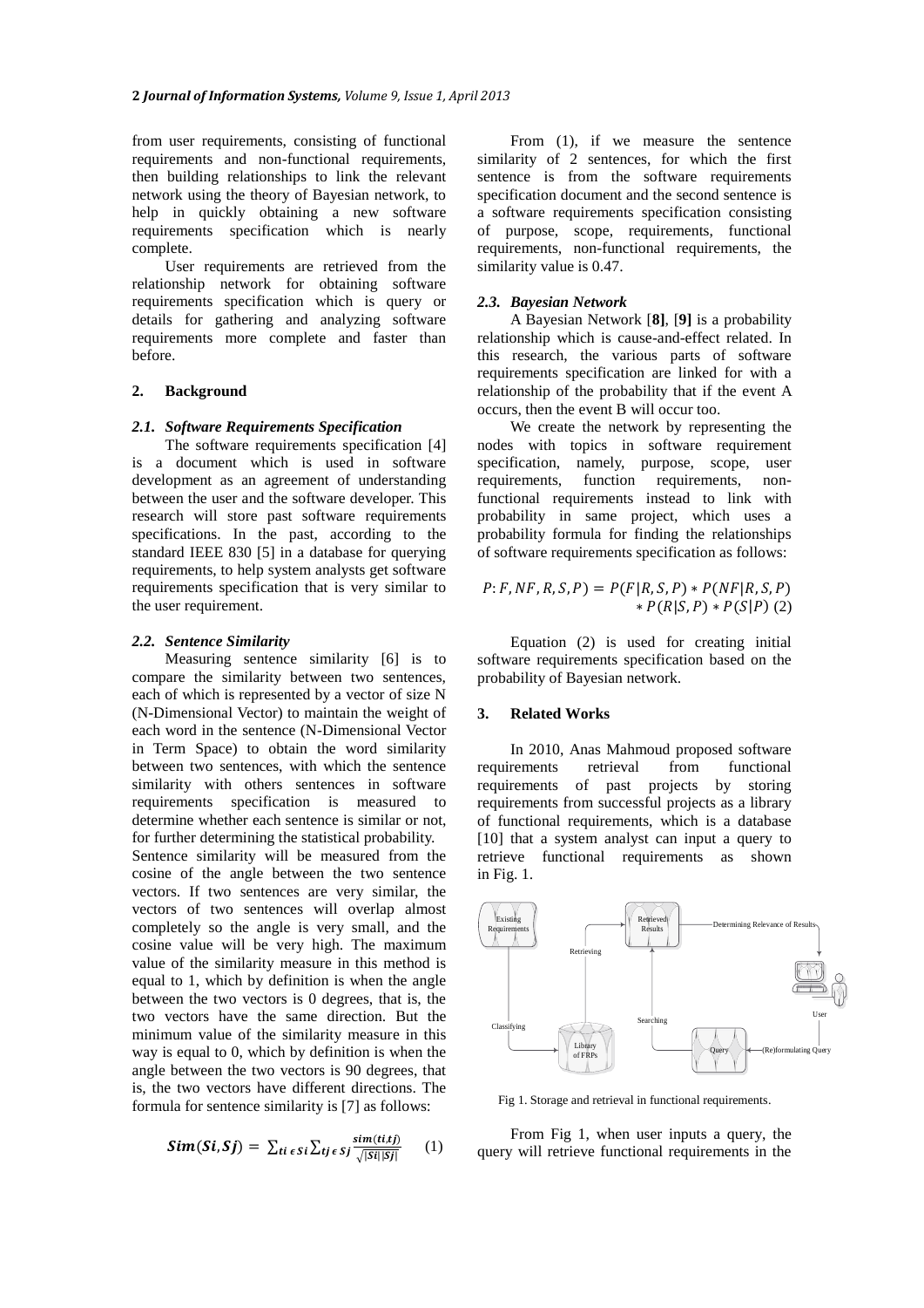from user requirements, consisting of functional requirements and non-functional requirements, then building relationships to link the relevant network using the theory of Bayesian network, to help in quickly obtaining a new software requirements specification which is nearly complete.

User requirements are retrieved from the relationship network for obtaining software requirements specification which is query or details for gathering and analyzing software requirements more complete and faster than before.

## 2. Background

### 2.1. Software Requirements Specification

The software requirements specification [4] is a document which is used in software development as an agreement of understanding between the user and the software developer. This research will store past software requirements specifications. In the past, according to the standard IEEE 830 [5] in a database for querying requirements, to help system analysts get software requirements specification that is very similar to the user requirement.

### 2.2. Sentence Similarity

Measuring sentence similarity [6] is to compare the similarity between two sentences, each of which is represented by a vector of size N (N-Dimensional Vector) to maintain the weight of each word in the sentence (N-Dimensional Vector in Term Space) to obtain the word similarity between two sentences, with which the sentence similarity with others sentences in software requirements specification is measured to determine whether each sentence is similar or not, for further determining the statistical probability.

Sentence similarity will be measured from the cosine of the angle between the two sentence vectors. If two sentences are very similar, the vectors of two sentences will overlap almost completely so the angle is very small, and the cosine value will be very high. The maximum value of the similarity measure in this method is equal to 1, which by definition is when the angle between the two vectors is 0 degrees, that is, the two vectors have the same direction. But the minimum value of the similarity measure in this way is equal to 0, which by definition is when the angle between the two vectors is 90 degrees, that is, the two vectors have different directions. The formula for sentence similarity is [7] as follows:

$$\boldsymbol{Sim}(\boldsymbol{Si},\boldsymbol{Sj}) = \sum_{ti \in Si} \sum_{tj \in Sj} \frac{sim(ti,tj)}{\sqrt{|Si||Sj|}} \qquad (1)$$

From (1), if we measure the sentence similarity of 2 sentences, for which the first sentence is from the software requirements specification document and the second sentence is a software requirements specification consisting of purpose, scope, requirements, functional requirements, non-functional requirements, the similarity value is 0.47.

### 2.3. Bayesian Network

A Bayesian Network [**8**], [**9**] is a probability relationship which is cause-and-effect related. In this research, the various parts of software requirements specification are linked for with a relationship of the probability that if the event A occurs, then the event B will occur too.

We create the network by representing the nodes with topics in software requirement specification, namely, purpose, scope, user requirements, function requirements, non-functional requirements instead to link with probability in same project, which uses a probability formula for finding the relationships of software requirements specification as follows:

$$P{:}\, F, NF, R, S, P) = P(F|R,S,P) * P(NF|R,S,P) * P(R|S,P) * P(S|P) \quad (2)$$

Equation (2) is used for creating initial software requirements specification based on the probability of Bayesian network.

## 3. Related Works

In 2010, Anas Mahmoud proposed software requirements retrieval from functional requirements of past projects by storing requirements from successful projects as a library of functional requirements, which is a database [10] that a system analyst can input a query to retrieve functional requirements as shown in Fig. 1.

Fig 1. Storage and retrieval in functional requirements.

From Fig 1, when user inputs a query, the query will retrieve functional requirements in the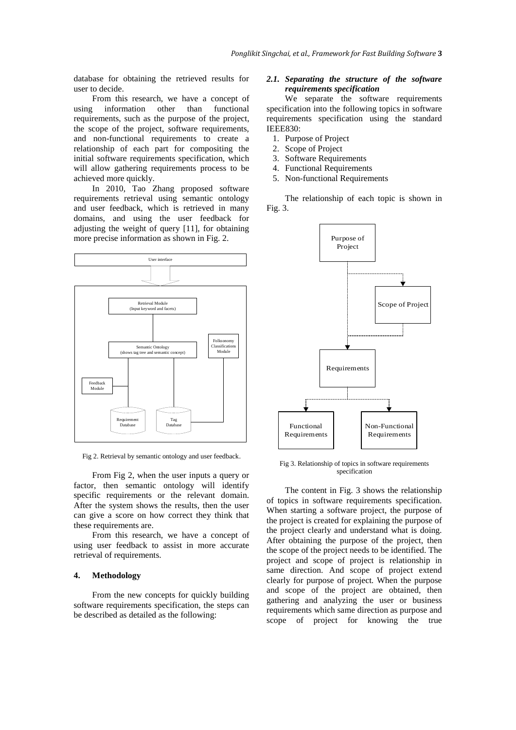database for obtaining the retrieved results for user to decide.

From this research, we have a concept of using information other than functional requirements, such as the purpose of the project, the scope of the project, software requirements, and non-functional requirements to create a relationship of each part for compositing the initial software requirements specification, which will allow gathering requirements process to be achieved more quickly.

In 2010, Tao Zhang proposed software requirements retrieval using semantic ontology and user feedback, which is retrieved in many domains, and using the user feedback for adjusting the weight of query [11], for obtaining more precise information as shown in Fig. 2.

Fig 2. Retrieval by semantic ontology and user feedback.

From Fig 2, when the user inputs a query or factor, then semantic ontology will identify specific requirements or the relevant domain. After the system shows the results, then the user can give a score on how correct they think that these requirements are.

From this research, we have a concept of using user feedback to assist in more accurate retrieval of requirements.

## 4. Methodology

From the new concepts for quickly building software requirements specification, the steps can be described as detailed as the following:

### *2.1. Separating the structure of the software requirements specification*

We separate the software requirements specification into the following topics in software requirements specification using the standard IEEE830:

1. Purpose of Project
2. Scope of Project
3. Software Requirements
4. Functional Requirements
5. Non-functional Requirements

The relationship of each topic is shown in Fig. 3.

Fig 3. Relationship of topics in software requirements specification

The content in Fig. 3 shows the relationship of topics in software requirements specification. When starting a software project, the purpose of the project is created for explaining the purpose of the project clearly and understand what is doing. After obtaining the purpose of the project, then the scope of the project needs to be identified. The project and scope of project is relationship in same direction. And scope of project extend clearly for purpose of project. When the purpose and scope of the project are obtained, then gathering and analyzing the user or business requirements which same direction as purpose and scope of project for knowing the true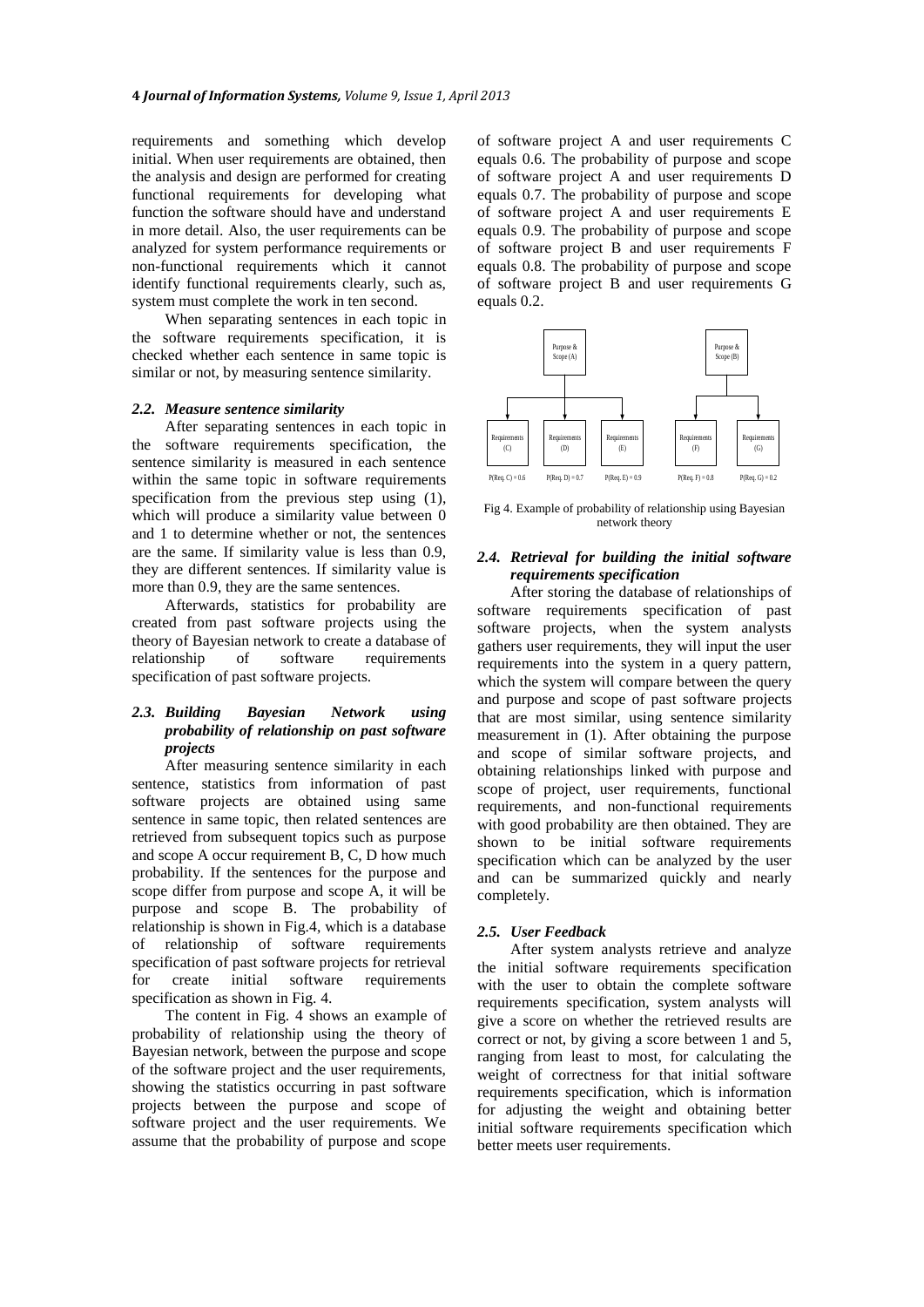requirements and something which develop initial. When user requirements are obtained, then the analysis and design are performed for creating functional requirements for developing what function the software should have and understand in more detail. Also, the user requirements can be analyzed for system performance requirements or non-functional requirements which it cannot identify functional requirements clearly, such as, system must complete the work in ten second.

When separating sentences in each topic in the software requirements specification, it is checked whether each sentence in same topic is similar or not, by measuring sentence similarity.

### *2.2. Measure sentence similarity*

After separating sentences in each topic in the software requirements specification, the sentence similarity is measured in each sentence within the same topic in software requirements specification from the previous step using (1), which will produce a similarity value between 0 and 1 to determine whether or not, the sentences are the same. If similarity value is less than 0.9, they are different sentences. If similarity value is more than 0.9, they are the same sentences.

Afterwards, statistics for probability are created from past software projects using the theory of Bayesian network to create a database of relationship of software requirements specification of past software projects.

### *2.3. Building Bayesian Network using probability of relationship on past software projects*

After measuring sentence similarity in each sentence, statistics from information of past software projects are obtained using same sentence in same topic, then related sentences are retrieved from subsequent topics such as purpose and scope A occur requirement B, C, D how much probability. If the sentences for the purpose and scope differ from purpose and scope A, it will be purpose and scope B. The probability of relationship is shown in Fig.4, which is a database of relationship of software requirements specification of past software projects for retrieval for create initial software requirements specification as shown in Fig. 4.

The content in Fig. 4 shows an example of probability of relationship using the theory of Bayesian network, between the purpose and scope of the software project and the user requirements, showing the statistics occurring in past software projects between the purpose and scope of software project and the user requirements. We assume that the probability of purpose and scope of software project A and user requirements C equals 0.6. The probability of purpose and scope of software project A and user requirements D equals 0.7. The probability of purpose and scope of software project A and user requirements E equals 0.9. The probability of purpose and scope of software project B and user requirements F equals 0.8. The probability of purpose and scope of software project B and user requirements G equals 0.2.

Purpose & Scope (A) → Requirements (C), Requirements (D), Requirements (E)

Purpose & Scope (B) → Requirements (F), Requirements (G)

P(Req. C) = 0.6 P(Req. D) = 0.7 P(Req. E) = 0.9 P(Req. F) = 0.8 P(Req. G) = 0.2

Fig 4. Example of probability of relationship using Bayesian network theory

### *2.4. Retrieval for building the initial software requirements specification*

After storing the database of relationships of software requirements specification of past software projects, when the system analysts gathers user requirements, they will input the user requirements into the system in a query pattern, which the system will compare between the query and purpose and scope of past software projects that are most similar, using sentence similarity measurement in (1). After obtaining the purpose and scope of similar software projects, and obtaining relationships linked with purpose and scope of project, user requirements, functional requirements, and non-functional requirements with good probability are then obtained. They are shown to be initial software requirements specification which can be analyzed by the user and can be summarized quickly and nearly completely.

### *2.5. User Feedback*

After system analysts retrieve and analyze the initial software requirements specification with the user to obtain the complete software requirements specification, system analysts will give a score on whether the retrieved results are correct or not, by giving a score between 1 and 5, ranging from least to most, for calculating the weight of correctness for that initial software requirements specification, which is information for adjusting the weight and obtaining better initial software requirements specification which better meets user requirements.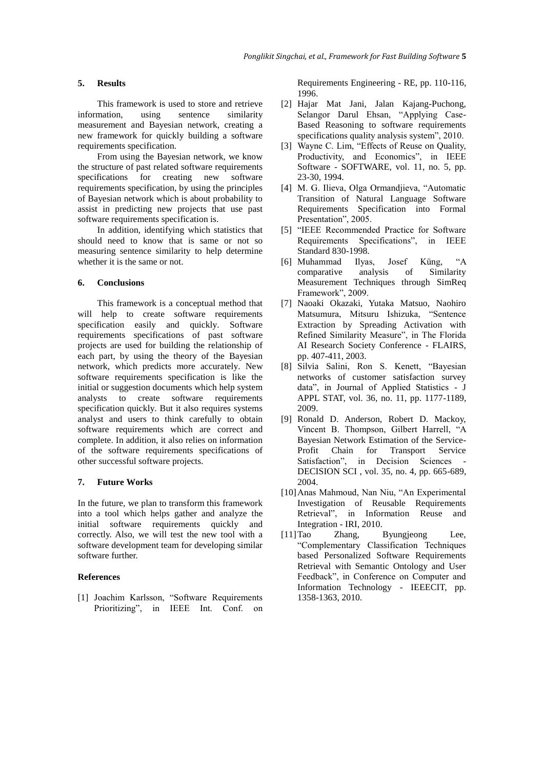## 5. Results

This framework is used to store and retrieve information, using sentence similarity measurement and Bayesian network, creating a new framework for quickly building a software requirements specification.

From using the Bayesian network, we know the structure of past related software requirements specifications for creating new software requirements specification, by using the principles of Bayesian network which is about probability to assist in predicting new projects that use past software requirements specification is.

In addition, identifying which statistics that should need to know that is same or not so measuring sentence similarity to help determine whether it is the same or not.

## 6. Conclusions

This framework is a conceptual method that will help to create software requirements specification easily and quickly. Software requirements specifications of past software projects are used for building the relationship of each part, by using the theory of the Bayesian network, which predicts more accurately. New software requirements specification is like the initial or suggestion documents which help system analysts to create software requirements specification quickly. But it also requires systems analyst and users to think carefully to obtain software requirements which are correct and complete. In addition, it also relies on information of the software requirements specifications of other successful software projects.

## 7. Future Works

In the future, we plan to transform this framework into a tool which helps gather and analyze the initial software requirements quickly and correctly. Also, we will test the new tool with a software development team for developing similar software further.

## References

[1] Joachim Karlsson, "Software Requirements Prioritizing", in IEEE Int. Conf. on Requirements Engineering - RE, pp. 110-116, 1996.

[2] Hajar Mat Jani, Jalan Kajang-Puchong, Selangor Darul Ehsan, "Applying Case-Based Reasoning to software requirements specifications quality analysis system", 2010.

[3] Wayne C. Lim, "Effects of Reuse on Quality, Productivity, and Economics", in IEEE Software - SOFTWARE, vol. 11, no. 5, pp. 23-30, 1994.

[4] M. G. Ilieva, Olga Ormandjieva, "Automatic Transition of Natural Language Software Requirements Specification into Formal Presentation", 2005.

[5] "IEEE Recommended Practice for Software Requirements Specifications", in IEEE Standard 830-1998.

[6] Muhammad Ilyas, Josef Küng, "A comparative analysis of Similarity Measurement Techniques through SimReq Framework", 2009.

[7] Naoaki Okazaki, Yutaka Matsuo, Naohiro Matsumura, Mitsuru Ishizuka, "Sentence Extraction by Spreading Activation with Refined Similarity Measure", in The Florida AI Research Society Conference - FLAIRS, pp. 407-411, 2003.

[8] Silvia Salini, Ron S. Kenett, "Bayesian networks of customer satisfaction survey data", in Journal of Applied Statistics - J APPL STAT, vol. 36, no. 11, pp. 1177-1189, 2009.

[9] Ronald D. Anderson, Robert D. Mackoy, Vincent B. Thompson, Gilbert Harrell, "A Bayesian Network Estimation of the Service-Profit Chain for Transport Service Satisfaction", in Decision Sciences - DECISION SCI , vol. 35, no. 4, pp. 665-689, 2004.

[10] Anas Mahmoud, Nan Niu, "An Experimental Investigation of Reusable Requirements Retrieval", in Information Reuse and Integration - IRI, 2010.

[11] Tao Zhang, Byungjeong Lee, "Complementary Classification Techniques based Personalized Software Requirements Retrieval with Semantic Ontology and User Feedback", in Conference on Computer and Information Technology - IEEECIT, pp. 1358-1363, 2010.